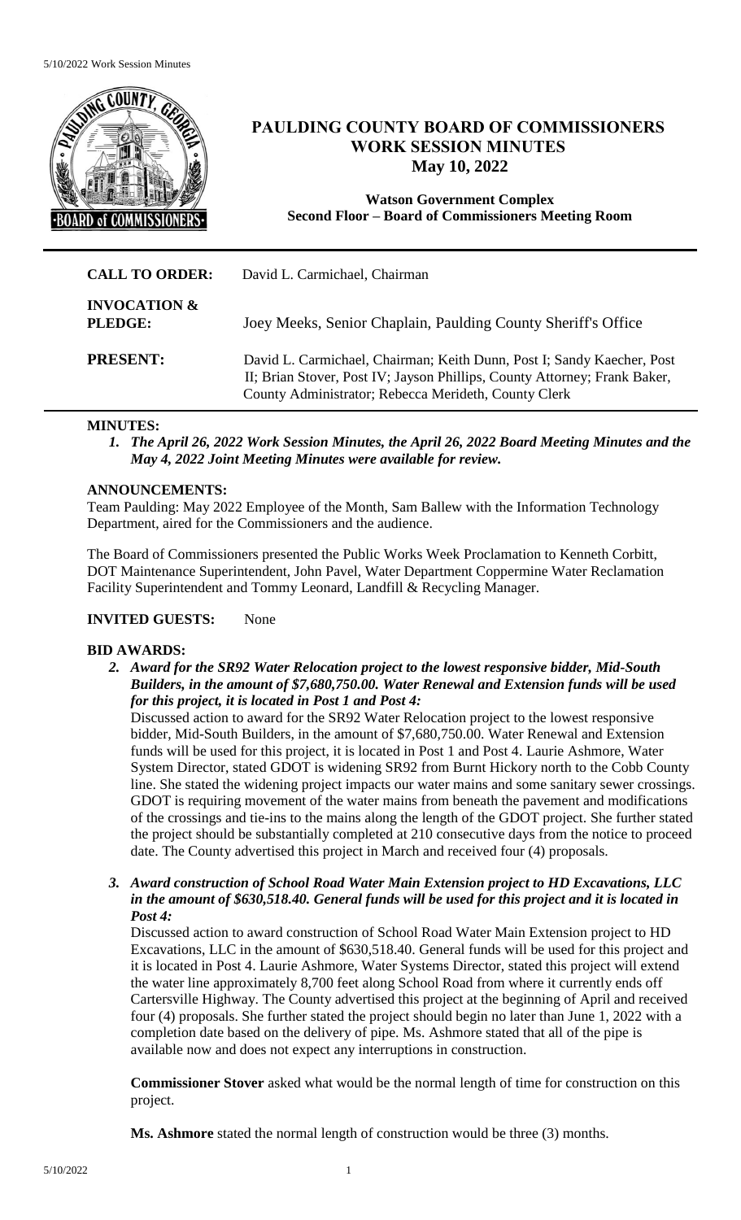# PAULDING COUNTY BOARD OF COMMISSIONERS WORK SESSION MINUTES

## May 10, 2022

**Watson Government Complex**
**Second Floor – Board of Commissioners Meeting Room**

**CALL TO ORDER:** David L. Carmichael, Chairman

**INVOCATION & PLEDGE:** Joey Meeks, Senior Chaplain, Paulding County Sheriff's Office

**PRESENT:** David L. Carmichael, Chairman; Keith Dunn, Post I; Sandy Kaecher, Post II; Brian Stover, Post IV; Jayson Phillips, County Attorney; Frank Baker, County Administrator; Rebecca Merideth, County Clerk

### MINUTES:

1. ***The April 26, 2022 Work Session Minutes, the April 26, 2022 Board Meeting Minutes and the May 4, 2022 Joint Meeting Minutes were available for review.***

### ANNOUNCEMENTS:

Team Paulding: May 2022 Employee of the Month, Sam Ballew with the Information Technology Department, aired for the Commissioners and the audience.

The Board of Commissioners presented the Public Works Week Proclamation to Kenneth Corbitt, DOT Maintenance Superintendent, John Pavel, Water Department Coppermine Water Reclamation Facility Superintendent and Tommy Leonard, Landfill & Recycling Manager.

### INVITED GUESTS: None

### BID AWARDS:

2. ***Award for the SR92 Water Relocation project to the lowest responsive bidder, Mid-South Builders, in the amount of $7,680,750.00. Water Renewal and Extension funds will be used for this project, it is located in Post 1 and Post 4:***

   Discussed action to award for the SR92 Water Relocation project to the lowest responsive bidder, Mid-South Builders, in the amount of $7,680,750.00. Water Renewal and Extension funds will be used for this project, it is located in Post 1 and Post 4. Laurie Ashmore, Water System Director, stated GDOT is widening SR92 from Burnt Hickory north to the Cobb County line. She stated the widening project impacts our water mains and some sanitary sewer crossings. GDOT is requiring movement of the water mains from beneath the pavement and modifications of the crossings and tie-ins to the mains along the length of the GDOT project. She further stated the project should be substantially completed at 210 consecutive days from the notice to proceed date. The County advertised this project in March and received four (4) proposals.

3. ***Award construction of School Road Water Main Extension project to HD Excavations, LLC in the amount of $630,518.40. General funds will be used for this project and it is located in Post 4:***

   Discussed action to award construction of School Road Water Main Extension project to HD Excavations, LLC in the amount of $630,518.40. General funds will be used for this project and it is located in Post 4. Laurie Ashmore, Water Systems Director, stated this project will extend the water line approximately 8,700 feet along School Road from where it currently ends off Cartersville Highway. The County advertised this project at the beginning of April and received four (4) proposals. She further stated the project should begin no later than June 1, 2022 with a completion date based on the delivery of pipe. Ms. Ashmore stated that all of the pipe is available now and does not expect any interruptions in construction.

   **Commissioner Stover** asked what would be the normal length of time for construction on this project.

   **Ms. Ashmore** stated the normal length of construction would be three (3) months.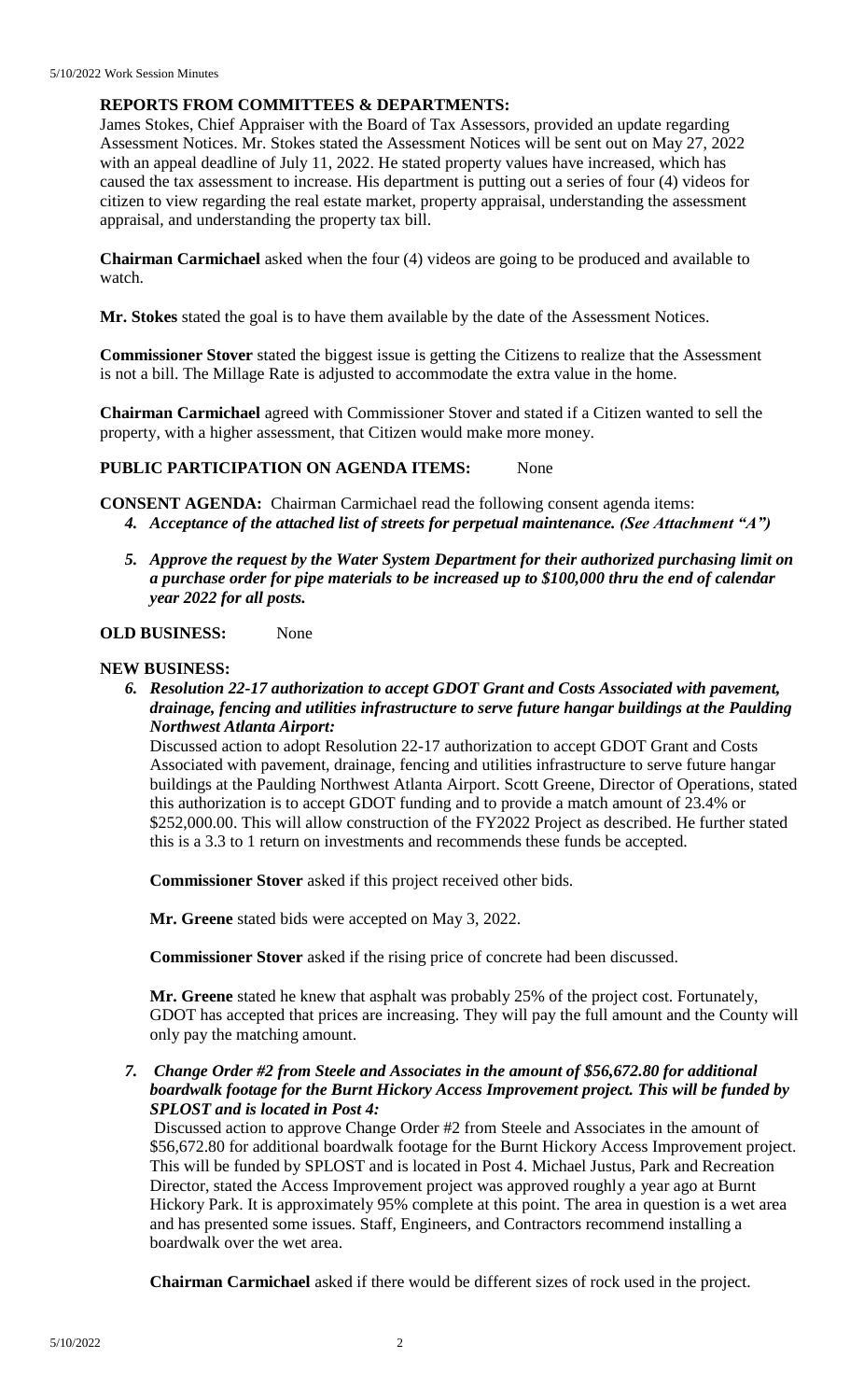**REPORTS FROM COMMITTEES & DEPARTMENTS:**
James Stokes, Chief Appraiser with the Board of Tax Assessors, provided an update regarding Assessment Notices. Mr. Stokes stated the Assessment Notices will be sent out on May 27, 2022 with an appeal deadline of July 11, 2022. He stated property values have increased, which has caused the tax assessment to increase. His department is putting out a series of four (4) videos for citizen to view regarding the real estate market, property appraisal, understanding the assessment appraisal, and understanding the property tax bill.

**Chairman Carmichael** asked when the four (4) videos are going to be produced and available to watch.

**Mr. Stokes** stated the goal is to have them available by the date of the Assessment Notices.

**Commissioner Stover** stated the biggest issue is getting the Citizens to realize that the Assessment is not a bill. The Millage Rate is adjusted to accommodate the extra value in the home.

**Chairman Carmichael** agreed with Commissioner Stover and stated if a Citizen wanted to sell the property, with a higher assessment, that Citizen would make more money.

**PUBLIC PARTICIPATION ON AGENDA ITEMS:** None

**CONSENT AGENDA:** Chairman Carmichael read the following consent agenda items:

4. ***Acceptance of the attached list of streets for perpetual maintenance. (See Attachment "A")***

5. ***Approve the request by the Water System Department for their authorized purchasing limit on a purchase order for pipe materials to be increased up to $100,000 thru the end of calendar year 2022 for all posts.***

**OLD BUSINESS:** None

**NEW BUSINESS:**

6. ***Resolution 22-17 authorization to accept GDOT Grant and Costs Associated with pavement, drainage, fencing and utilities infrastructure to serve future hangar buildings at the Paulding Northwest Atlanta Airport:***

   Discussed action to adopt Resolution 22-17 authorization to accept GDOT Grant and Costs Associated with pavement, drainage, fencing and utilities infrastructure to serve future hangar buildings at the Paulding Northwest Atlanta Airport. Scott Greene, Director of Operations, stated this authorization is to accept GDOT funding and to provide a match amount of 23.4% or $252,000.00. This will allow construction of the FY2022 Project as described. He further stated this is a 3.3 to 1 return on investments and recommends these funds be accepted.

   **Commissioner Stover** asked if this project received other bids.

   **Mr. Greene** stated bids were accepted on May 3, 2022.

   **Commissioner Stover** asked if the rising price of concrete had been discussed.

   **Mr. Greene** stated he knew that asphalt was probably 25% of the project cost. Fortunately, GDOT has accepted that prices are increasing. They will pay the full amount and the County will only pay the matching amount.

7. ***Change Order #2 from Steele and Associates in the amount of $56,672.80 for additional boardwalk footage for the Burnt Hickory Access Improvement project. This will be funded by SPLOST and is located in Post 4:***

   Discussed action to approve Change Order #2 from Steele and Associates in the amount of $56,672.80 for additional boardwalk footage for the Burnt Hickory Access Improvement project. This will be funded by SPLOST and is located in Post 4. Michael Justus, Park and Recreation Director, stated the Access Improvement project was approved roughly a year ago at Burnt Hickory Park. It is approximately 95% complete at this point. The area in question is a wet area and has presented some issues. Staff, Engineers, and Contractors recommend installing a boardwalk over the wet area.

   **Chairman Carmichael** asked if there would be different sizes of rock used in the project.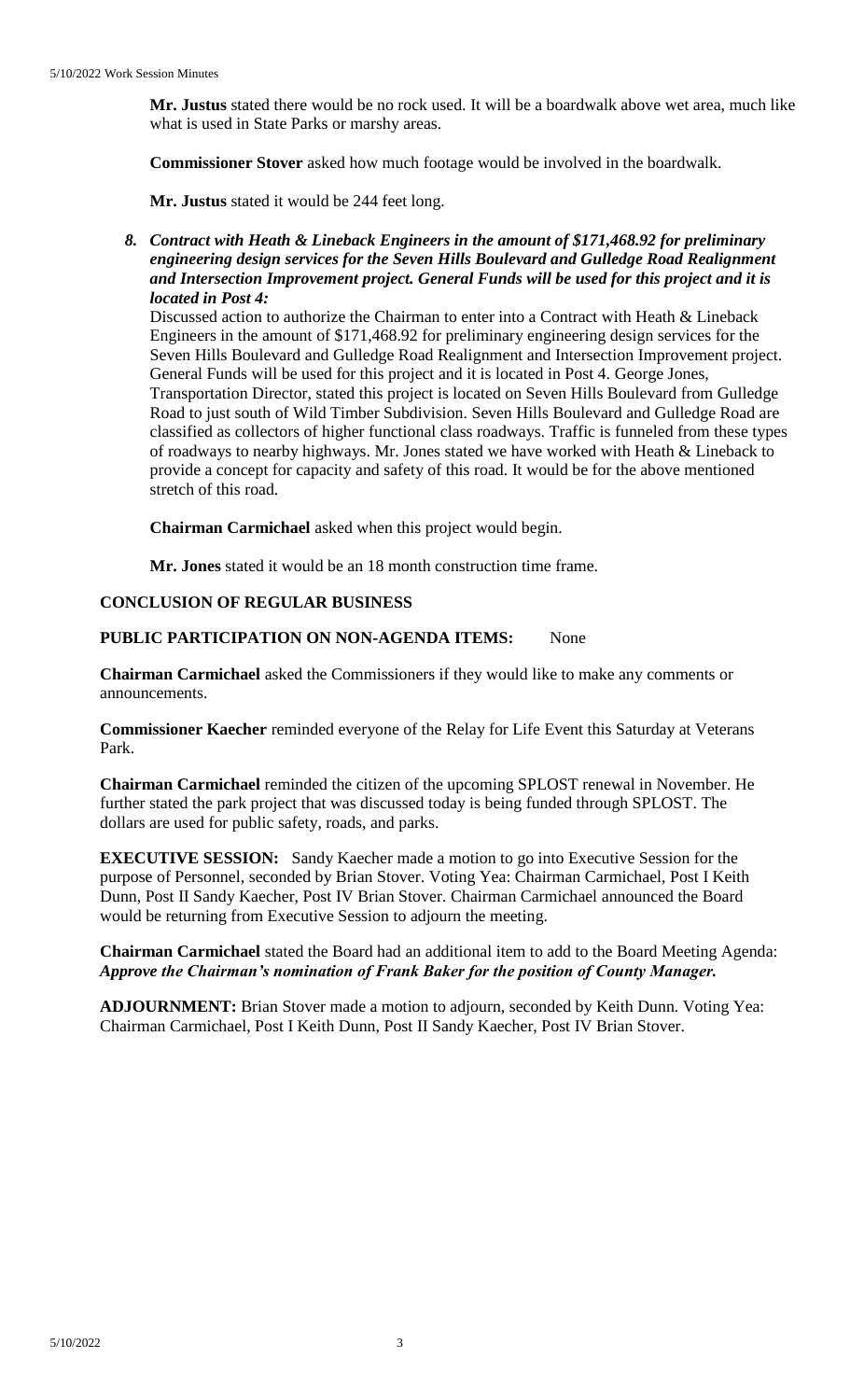**Mr. Justus** stated there would be no rock used. It will be a boardwalk above wet area, much like what is used in State Parks or marshy areas.

**Commissioner Stover** asked how much footage would be involved in the boardwalk.

**Mr. Justus** stated it would be 244 feet long.

8. ***Contract with Heath & Lineback Engineers in the amount of $171,468.92 for preliminary engineering design services for the Seven Hills Boulevard and Gulledge Road Realignment and Intersection Improvement project. General Funds will be used for this project and it is located in Post 4:***

Discussed action to authorize the Chairman to enter into a Contract with Heath & Lineback Engineers in the amount of $171,468.92 for preliminary engineering design services for the Seven Hills Boulevard and Gulledge Road Realignment and Intersection Improvement project. General Funds will be used for this project and it is located in Post 4. George Jones, Transportation Director, stated this project is located on Seven Hills Boulevard from Gulledge Road to just south of Wild Timber Subdivision. Seven Hills Boulevard and Gulledge Road are classified as collectors of higher functional class roadways. Traffic is funneled from these types of roadways to nearby highways. Mr. Jones stated we have worked with Heath & Lineback to provide a concept for capacity and safety of this road. It would be for the above mentioned stretch of this road.

**Chairman Carmichael** asked when this project would begin.

**Mr. Jones** stated it would be an 18 month construction time frame.

**CONCLUSION OF REGULAR BUSINESS**

**PUBLIC PARTICIPATION ON NON-AGENDA ITEMS:** None

**Chairman Carmichael** asked the Commissioners if they would like to make any comments or announcements.

**Commissioner Kaecher** reminded everyone of the Relay for Life Event this Saturday at Veterans Park.

**Chairman Carmichael** reminded the citizen of the upcoming SPLOST renewal in November. He further stated the park project that was discussed today is being funded through SPLOST. The dollars are used for public safety, roads, and parks.

**EXECUTIVE SESSION:** Sandy Kaecher made a motion to go into Executive Session for the purpose of Personnel, seconded by Brian Stover. Voting Yea: Chairman Carmichael, Post I Keith Dunn, Post II Sandy Kaecher, Post IV Brian Stover. Chairman Carmichael announced the Board would be returning from Executive Session to adjourn the meeting.

**Chairman Carmichael** stated the Board had an additional item to add to the Board Meeting Agenda: ***Approve the Chairman's nomination of Frank Baker for the position of County Manager.***

**ADJOURNMENT:** Brian Stover made a motion to adjourn, seconded by Keith Dunn. Voting Yea: Chairman Carmichael, Post I Keith Dunn, Post II Sandy Kaecher, Post IV Brian Stover.